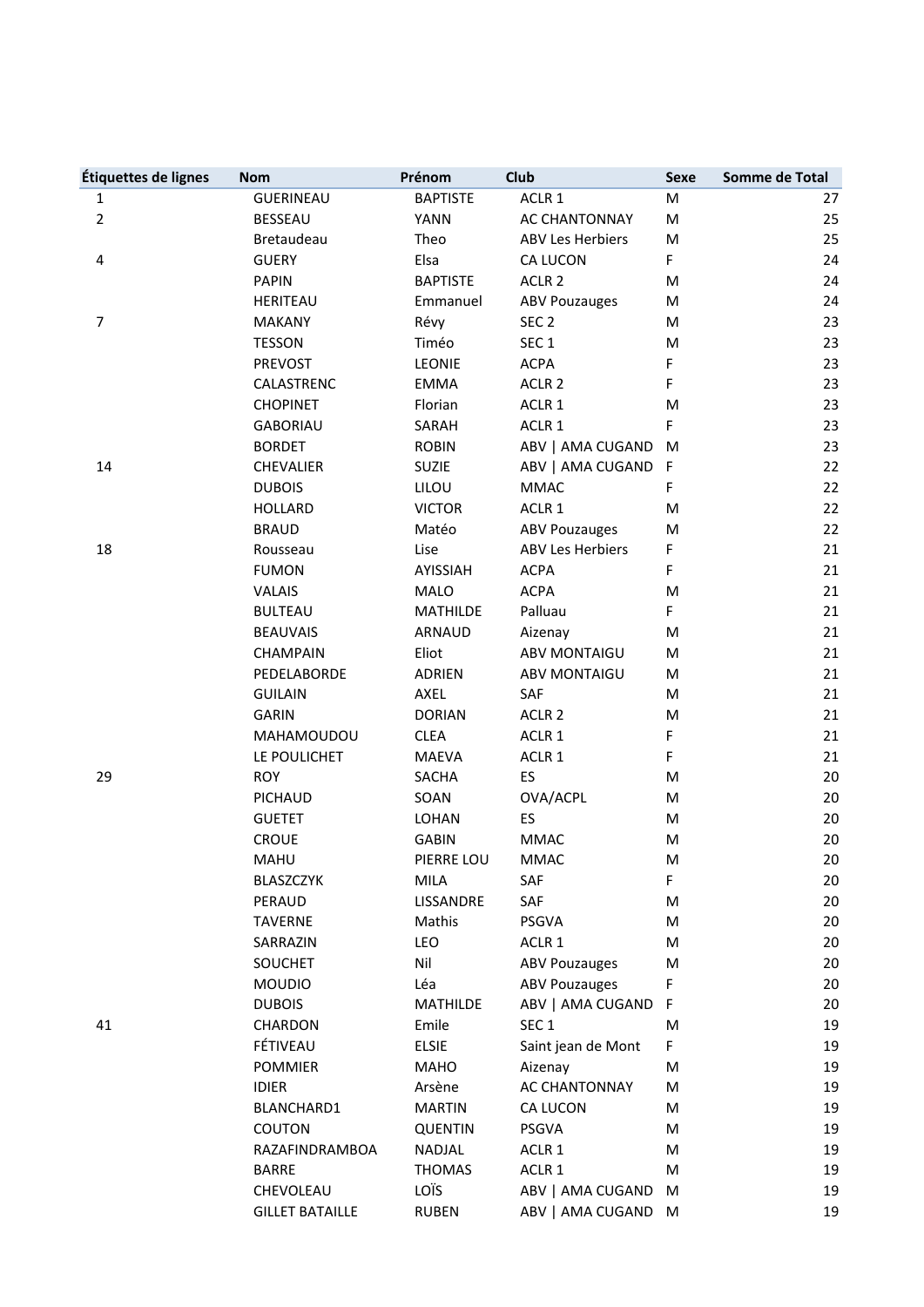| Étiquettes de lignes | Nom | Prénom | Club | Sexe | Somme de Total |
|---|---|---|---|---|---|
| 1 | GUERINEAU | BAPTISTE | ACLR 1 | M | 27 |
| 2 | BESSEAU | YANN | AC CHANTONNAY | M | 25 |
| | Bretaudeau | Theo | ABV Les Herbiers | M | 25 |
| 4 | GUERY | Elsa | CA LUCON | F | 24 |
| | PAPIN | BAPTISTE | ACLR 2 | M | 24 |
| | HERITEAU | Emmanuel | ABV Pouzauges | M | 24 |
| 7 | MAKANY | Révy | SEC 2 | M | 23 |
| | TESSON | Timéo | SEC 1 | M | 23 |
| | PREVOST | LEONIE | ACPA | F | 23 |
| | CALASTRENC | EMMA | ACLR 2 | F | 23 |
| | CHOPINET | Florian | ACLR 1 | M | 23 |
| | GABORIAU | SARAH | ACLR 1 | F | 23 |
| | BORDET | ROBIN | ABV \| AMA CUGAND | M | 23 |
| 14 | CHEVALIER | SUZIE | ABV \| AMA CUGAND | F | 22 |
| | DUBOIS | LILOU | MMAC | F | 22 |
| | HOLLARD | VICTOR | ACLR 1 | M | 22 |
| | BRAUD | Matéo | ABV Pouzauges | M | 22 |
| 18 | Rousseau | Lise | ABV Les Herbiers | F | 21 |
| | FUMON | AYISSIAH | ACPA | F | 21 |
| | VALAIS | MALO | ACPA | M | 21 |
| | BULTEAU | MATHILDE | Palluau | F | 21 |
| | BEAUVAIS | ARNAUD | Aizenay | M | 21 |
| | CHAMPAIN | Eliot | ABV MONTAIGU | M | 21 |
| | PEDELABORDE | ADRIEN | ABV MONTAIGU | M | 21 |
| | GUILAIN | AXEL | SAF | M | 21 |
| | GARIN | DORIAN | ACLR 2 | M | 21 |
| | MAHAMOUDOU | CLEA | ACLR 1 | F | 21 |
| | LE POULICHET | MAEVA | ACLR 1 | F | 21 |
| 29 | ROY | SACHA | ES | M | 20 |
| | PICHAUD | SOAN | OVA/ACPL | M | 20 |
| | GUETET | LOHAN | ES | M | 20 |
| | CROUE | GABIN | MMAC | M | 20 |
| | MAHU | PIERRE LOU | MMAC | M | 20 |
| | BLASZCZYK | MILA | SAF | F | 20 |
| | PERAUD | LISSANDRE | SAF | M | 20 |
| | TAVERNE | Mathis | PSGVA | M | 20 |
| | SARRAZIN | LEO | ACLR 1 | M | 20 |
| | SOUCHET | Nil | ABV Pouzauges | M | 20 |
| | MOUDIO | Léa | ABV Pouzauges | F | 20 |
| | DUBOIS | MATHILDE | ABV \| AMA CUGAND | F | 20 |
| 41 | CHARDON | Emile | SEC 1 | M | 19 |
| | FÉTIVEAU | ELSIE | Saint jean de Mont | F | 19 |
| | POMMIER | MAHO | Aizenay | M | 19 |
| | IDIER | Arsène | AC CHANTONNAY | M | 19 |
| | BLANCHARD1 | MARTIN | CA LUCON | M | 19 |
| | COUTON | QUENTIN | PSGVA | M | 19 |
| | RAZAFINDRAMBOA | NADJAL | ACLR 1 | M | 19 |
| | BARRE | THOMAS | ACLR 1 | M | 19 |
| | CHEVOLEAU | LOÏS | ABV \| AMA CUGAND | M | 19 |
| | GILLET BATAILLE | RUBEN | ABV \| AMA CUGAND | M | 19 |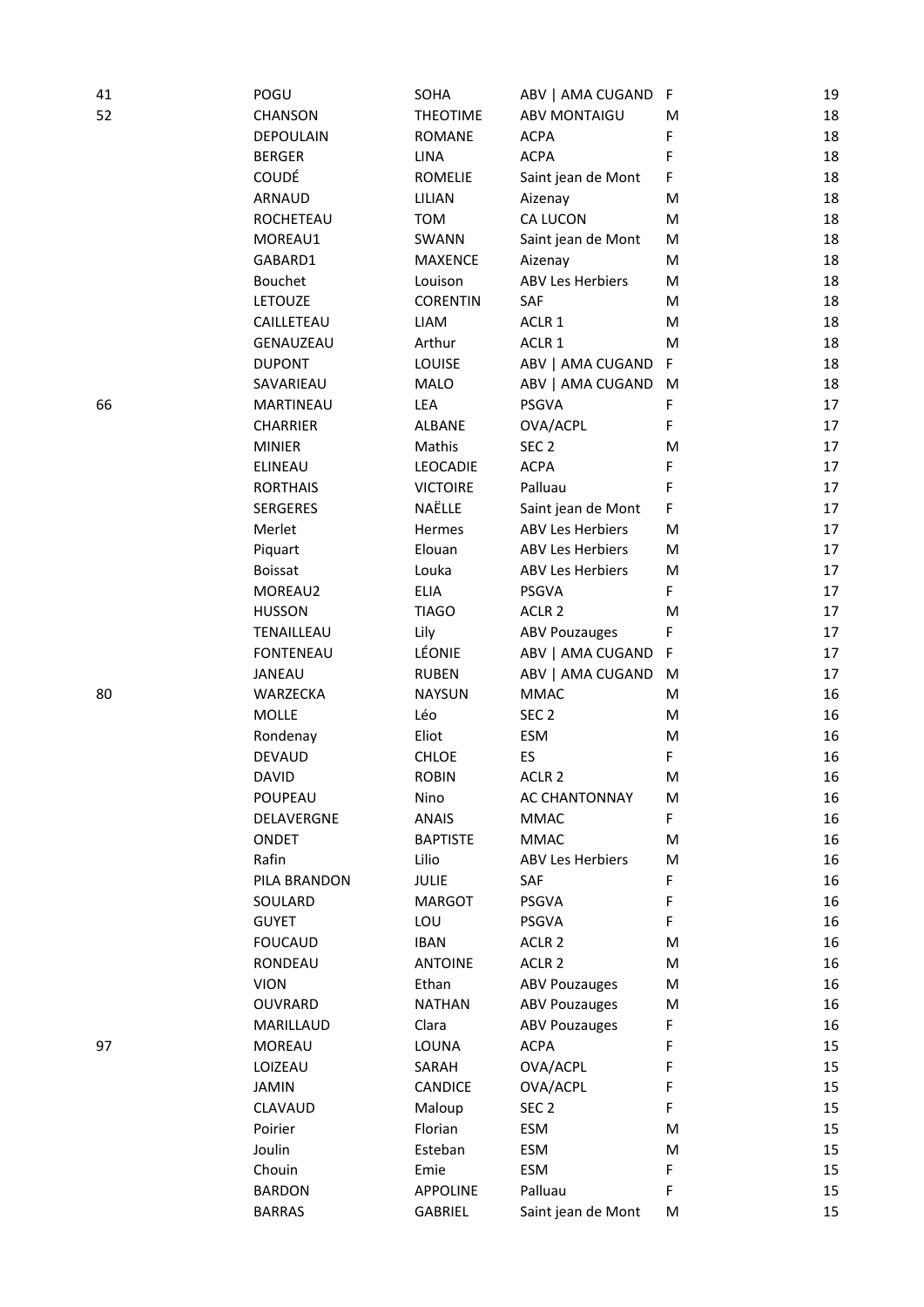| | | | | | |
|---|---|---|---|---|---|
| 41 | POGU | SOHA | ABV \| AMA CUGAND | F | 19 |
| 52 | CHANSON | THEOTIME | ABV MONTAIGU | M | 18 |
| | DEPOULAIN | ROMANE | ACPA | F | 18 |
| | BERGER | LINA | ACPA | F | 18 |
| | COUDÉ | ROMELIE | Saint jean de Mont | F | 18 |
| | ARNAUD | LILIAN | Aizenay | M | 18 |
| | ROCHETEAU | TOM | CA LUCON | M | 18 |
| | MOREAU1 | SWANN | Saint jean de Mont | M | 18 |
| | GABARD1 | MAXENCE | Aizenay | M | 18 |
| | Bouchet | Louison | ABV Les Herbiers | M | 18 |
| | LETOUZE | CORENTIN | SAF | M | 18 |
| | CAILLETEAU | LIAM | ACLR 1 | M | 18 |
| | GENAUZEAU | Arthur | ACLR 1 | M | 18 |
| | DUPONT | LOUISE | ABV \| AMA CUGAND | F | 18 |
| | SAVARIEAU | MALO | ABV \| AMA CUGAND | M | 18 |
| 66 | MARTINEAU | LEA | PSGVA | F | 17 |
| | CHARRIER | ALBANE | OVA/ACPL | F | 17 |
| | MINIER | Mathis | SEC 2 | M | 17 |
| | ELINEAU | LEOCADIE | ACPA | F | 17 |
| | RORTHAIS | VICTOIRE | Palluau | F | 17 |
| | SERGERES | NAËLLE | Saint jean de Mont | F | 17 |
| | Merlet | Hermes | ABV Les Herbiers | M | 17 |
| | Piquart | Elouan | ABV Les Herbiers | M | 17 |
| | Boissat | Louka | ABV Les Herbiers | M | 17 |
| | MOREAU2 | ELIA | PSGVA | F | 17 |
| | HUSSON | TIAGO | ACLR 2 | M | 17 |
| | TENAILLEAU | Lily | ABV Pouzauges | F | 17 |
| | FONTENEAU | LÉONIE | ABV \| AMA CUGAND | F | 17 |
| | JANEAU | RUBEN | ABV \| AMA CUGAND | M | 17 |
| 80 | WARZECKA | NAYSUN | MMAC | M | 16 |
| | MOLLE | Léo | SEC 2 | M | 16 |
| | Rondenay | Eliot | ESM | M | 16 |
| | DEVAUD | CHLOE | ES | F | 16 |
| | DAVID | ROBIN | ACLR 2 | M | 16 |
| | POUPEAU | Nino | AC CHANTONNAY | M | 16 |
| | DELAVERGNE | ANAIS | MMAC | F | 16 |
| | ONDET | BAPTISTE | MMAC | M | 16 |
| | Rafin | Lilio | ABV Les Herbiers | M | 16 |
| | PILA BRANDON | JULIE | SAF | F | 16 |
| | SOULARD | MARGOT | PSGVA | F | 16 |
| | GUYET | LOU | PSGVA | F | 16 |
| | FOUCAUD | IBAN | ACLR 2 | M | 16 |
| | RONDEAU | ANTOINE | ACLR 2 | M | 16 |
| | VION | Ethan | ABV Pouzauges | M | 16 |
| | OUVRARD | NATHAN | ABV Pouzauges | M | 16 |
| | MARILLAUD | Clara | ABV Pouzauges | F | 16 |
| 97 | MOREAU | LOUNA | ACPA | F | 15 |
| | LOIZEAU | SARAH | OVA/ACPL | F | 15 |
| | JAMIN | CANDICE | OVA/ACPL | F | 15 |
| | CLAVAUD | Maloup | SEC 2 | F | 15 |
| | Poirier | Florian | ESM | M | 15 |
| | Joulin | Esteban | ESM | M | 15 |
| | Chouin | Emie | ESM | F | 15 |
| | BARDON | APPOLINE | Palluau | F | 15 |
| | BARRAS | GABRIEL | Saint jean de Mont | M | 15 |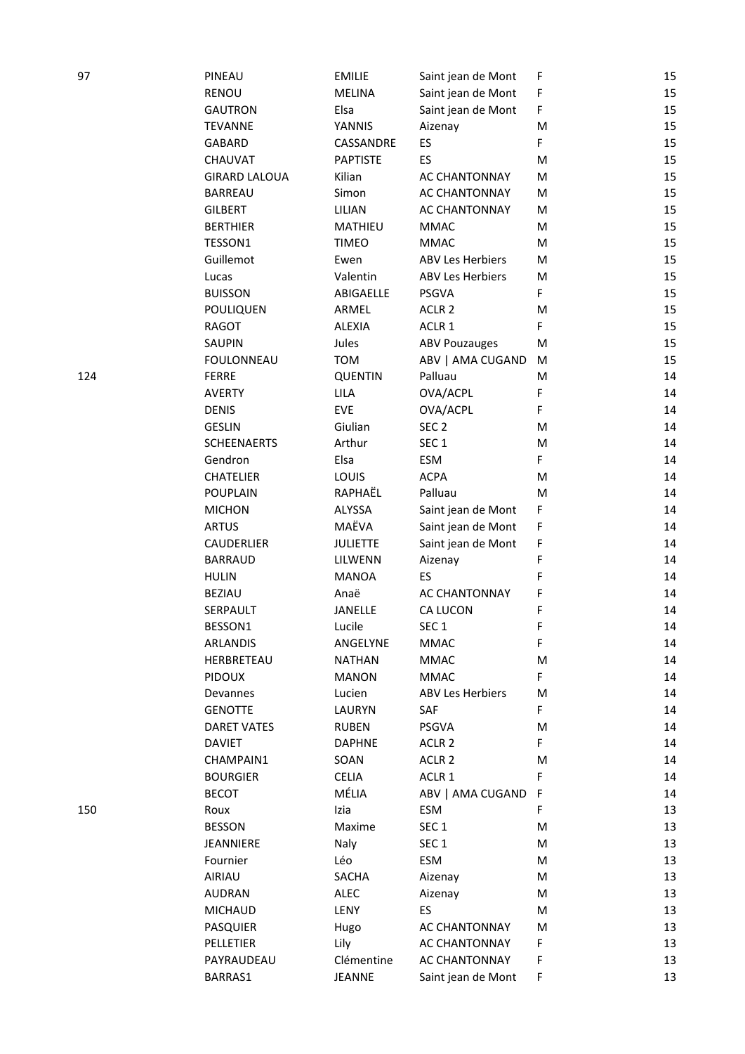| | | | | | |
|---|---|---|---|---|---|
| 97 | PINEAU | EMILIE | Saint jean de Mont | F | 15 |
| | RENOU | MELINA | Saint jean de Mont | F | 15 |
| | GAUTRON | Elsa | Saint jean de Mont | F | 15 |
| | TEVANNE | YANNIS | Aizenay | M | 15 |
| | GABARD | CASSANDRE | ES | F | 15 |
| | CHAUVAT | PAPTISTE | ES | M | 15 |
| | GIRARD LALOUA | Kilian | AC CHANTONNAY | M | 15 |
| | BARREAU | Simon | AC CHANTONNAY | M | 15 |
| | GILBERT | LILIAN | AC CHANTONNAY | M | 15 |
| | BERTHIER | MATHIEU | MMAC | M | 15 |
| | TESSON1 | TIMEO | MMAC | M | 15 |
| | Guillemot | Ewen | ABV Les Herbiers | M | 15 |
| | Lucas | Valentin | ABV Les Herbiers | M | 15 |
| | BUISSON | ABIGAELLE | PSGVA | F | 15 |
| | POULIQUEN | ARMEL | ACLR 2 | M | 15 |
| | RAGOT | ALEXIA | ACLR 1 | F | 15 |
| | SAUPIN | Jules | ABV Pouzauges | M | 15 |
| | FOULONNEAU | TOM | ABV \| AMA CUGAND | M | 15 |
| 124 | FERRE | QUENTIN | Palluau | M | 14 |
| | AVERTY | LILA | OVA/ACPL | F | 14 |
| | DENIS | EVE | OVA/ACPL | F | 14 |
| | GESLIN | Giulian | SEC 2 | M | 14 |
| | SCHEENAERTS | Arthur | SEC 1 | M | 14 |
| | Gendron | Elsa | ESM | F | 14 |
| | CHATELIER | LOUIS | ACPA | M | 14 |
| | POUPLAIN | RAPHAËL | Palluau | M | 14 |
| | MICHON | ALYSSA | Saint jean de Mont | F | 14 |
| | ARTUS | MAËVA | Saint jean de Mont | F | 14 |
| | CAUDERLIER | JULIETTE | Saint jean de Mont | F | 14 |
| | BARRAUD | LILWENN | Aizenay | F | 14 |
| | HULIN | MANOA | ES | F | 14 |
| | BEZIAU | Anaë | AC CHANTONNAY | F | 14 |
| | SERPAULT | JANELLE | CA LUCON | F | 14 |
| | BESSON1 | Lucile | SEC 1 | F | 14 |
| | ARLANDIS | ANGELYNE | MMAC | F | 14 |
| | HERBRETEAU | NATHAN | MMAC | M | 14 |
| | PIDOUX | MANON | MMAC | F | 14 |
| | Devannes | Lucien | ABV Les Herbiers | M | 14 |
| | GENOTTE | LAURYN | SAF | F | 14 |
| | DARET VATES | RUBEN | PSGVA | M | 14 |
| | DAVIET | DAPHNE | ACLR 2 | F | 14 |
| | CHAMPAIN1 | SOAN | ACLR 2 | M | 14 |
| | BOURGIER | CELIA | ACLR 1 | F | 14 |
| | BECOT | MÉLIA | ABV \| AMA CUGAND | F | 14 |
| 150 | Roux | Izia | ESM | F | 13 |
| | BESSON | Maxime | SEC 1 | M | 13 |
| | JEANNIERE | Naly | SEC 1 | M | 13 |
| | Fournier | Léo | ESM | M | 13 |
| | AIRIAU | SACHA | Aizenay | M | 13 |
| | AUDRAN | ALEC | Aizenay | M | 13 |
| | MICHAUD | LENY | ES | M | 13 |
| | PASQUIER | Hugo | AC CHANTONNAY | M | 13 |
| | PELLETIER | Lily | AC CHANTONNAY | F | 13 |
| | PAYRAUDEAU | Clémentine | AC CHANTONNAY | F | 13 |
| | BARRAS1 | JEANNE | Saint jean de Mont | F | 13 |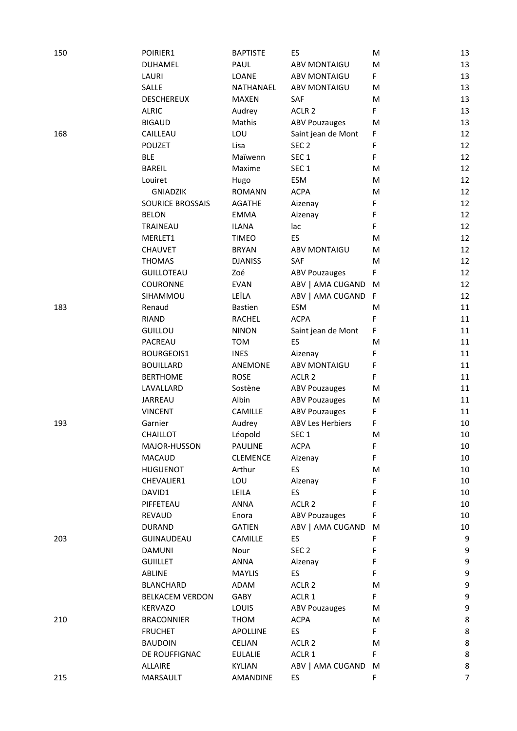| | | | | | |
|---|---|---|---|---|---|
| 150 | POIRIER1 | BAPTISTE | ES | M | 13 |
| | DUHAMEL | PAUL | ABV MONTAIGU | M | 13 |
| | LAURI | LOANE | ABV MONTAIGU | F | 13 |
| | SALLE | NATHANAEL | ABV MONTAIGU | M | 13 |
| | DESCHEREUX | MAXEN | SAF | M | 13 |
| | ALRIC | Audrey | ACLR 2 | F | 13 |
| | BIGAUD | Mathis | ABV Pouzauges | M | 13 |
| 168 | CAILLEAU | LOU | Saint jean de Mont | F | 12 |
| | POUZET | Lisa | SEC 2 | F | 12 |
| | BLE | Maïwenn | SEC 1 | F | 12 |
| | BAREIL | Maxime | SEC 1 | M | 12 |
| | Louiret | Hugo | ESM | M | 12 |
| | GNIADZIK | ROMANN | ACPA | M | 12 |
| | SOURICE BROSSAIS | AGATHE | Aizenay | F | 12 |
| | BELON | EMMA | Aizenay | F | 12 |
| | TRAINEAU | ILANA | lac | F | 12 |
| | MERLET1 | TIMEO | ES | M | 12 |
| | CHAUVET | BRYAN | ABV MONTAIGU | M | 12 |
| | THOMAS | DJANISS | SAF | M | 12 |
| | GUILLOTEAU | Zoé | ABV Pouzauges | F | 12 |
| | COURONNE | EVAN | ABV \| AMA CUGAND | M | 12 |
| | SIHAMMOU | LEÏLA | ABV \| AMA CUGAND | F | 12 |
| 183 | Renaud | Bastien | ESM | M | 11 |
| | RIAND | RACHEL | ACPA | F | 11 |
| | GUILLOU | NINON | Saint jean de Mont | F | 11 |
| | PACREAU | TOM | ES | M | 11 |
| | BOURGEOIS1 | INES | Aizenay | F | 11 |
| | BOUILLARD | ANEMONE | ABV MONTAIGU | F | 11 |
| | BERTHOME | ROSE | ACLR 2 | F | 11 |
| | LAVALLARD | Sostène | ABV Pouzauges | M | 11 |
| | JARREAU | Albin | ABV Pouzauges | M | 11 |
| | VINCENT | CAMILLE | ABV Pouzauges | F | 11 |
| 193 | Garnier | Audrey | ABV Les Herbiers | F | 10 |
| | CHAILLOT | Léopold | SEC 1 | M | 10 |
| | MAJOR-HUSSON | PAULINE | ACPA | F | 10 |
| | MACAUD | CLEMENCE | Aizenay | F | 10 |
| | HUGUENOT | Arthur | ES | M | 10 |
| | CHEVALIER1 | LOU | Aizenay | F | 10 |
| | DAVID1 | LEILA | ES | F | 10 |
| | PIFFETEAU | ANNA | ACLR 2 | F | 10 |
| | REVAUD | Enora | ABV Pouzauges | F | 10 |
| | DURAND | GATIEN | ABV \| AMA CUGAND | M | 10 |
| 203 | GUINAUDEAU | CAMILLE | ES | F | 9 |
| | DAMUNI | Nour | SEC 2 | F | 9 |
| | GUIILLET | ANNA | Aizenay | F | 9 |
| | ABLINE | MAYLIS | ES | F | 9 |
| | BLANCHARD | ADAM | ACLR 2 | M | 9 |
| | BELKACEM VERDON | GABY | ACLR 1 | F | 9 |
| | KERVAZO | LOUIS | ABV Pouzauges | M | 9 |
| 210 | BRACONNIER | THOM | ACPA | M | 8 |
| | FRUCHET | APOLLINE | ES | F | 8 |
| | BAUDOIN | CELIAN | ACLR 2 | M | 8 |
| | DE ROUFFIGNAC | EULALIE | ACLR 1 | F | 8 |
| | ALLAIRE | KYLIAN | ABV \| AMA CUGAND | M | 8 |
| 215 | MARSAULT | AMANDINE | ES | F | 7 |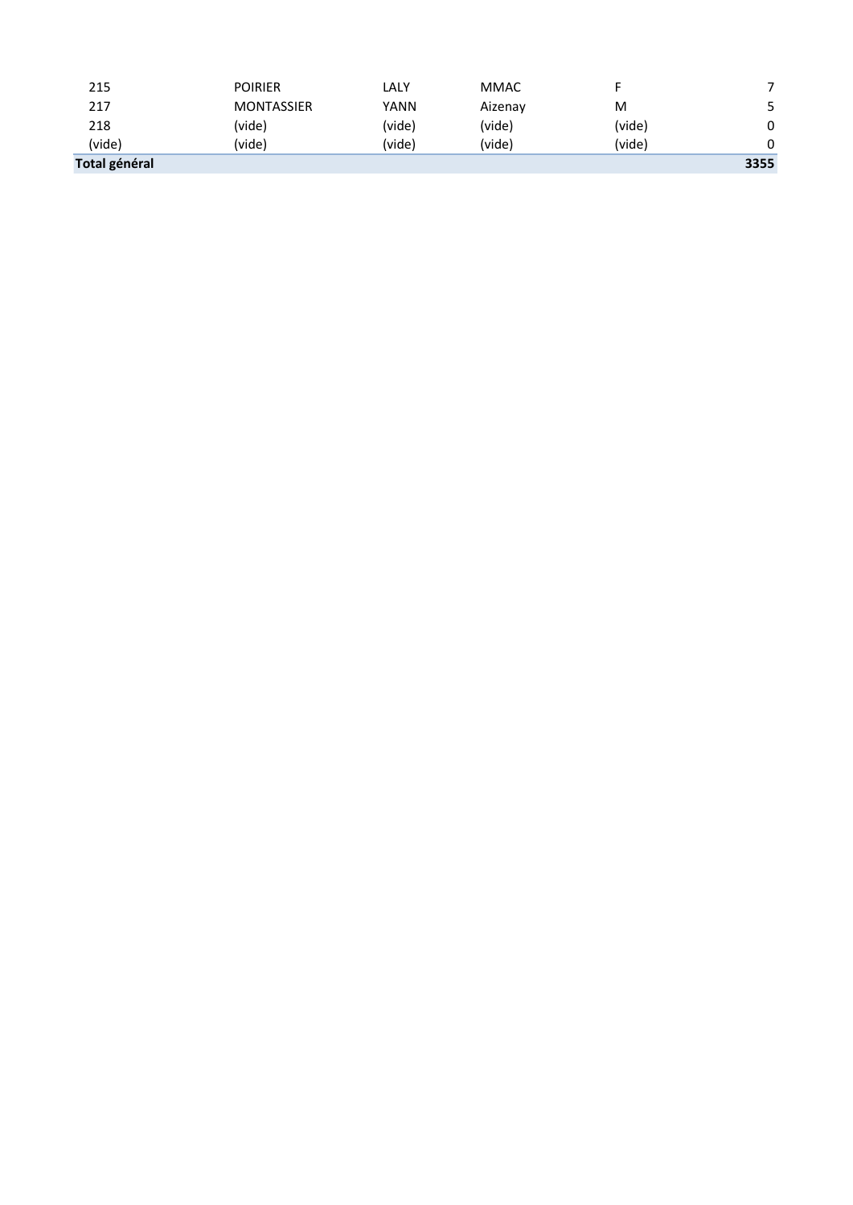| | | | | | |
|---|---|---|---|---|---|
| 215 | POIRIER | LALY | MMAC | F | 7 |
| 217 | MONTASSIER | YANN | Aizenay | M | 5 |
| 218 | (vide) | (vide) | (vide) | (vide) | 0 |
| (vide) | (vide) | (vide) | (vide) | (vide) | 0 |
| **Total général** | | | | | **3355** |